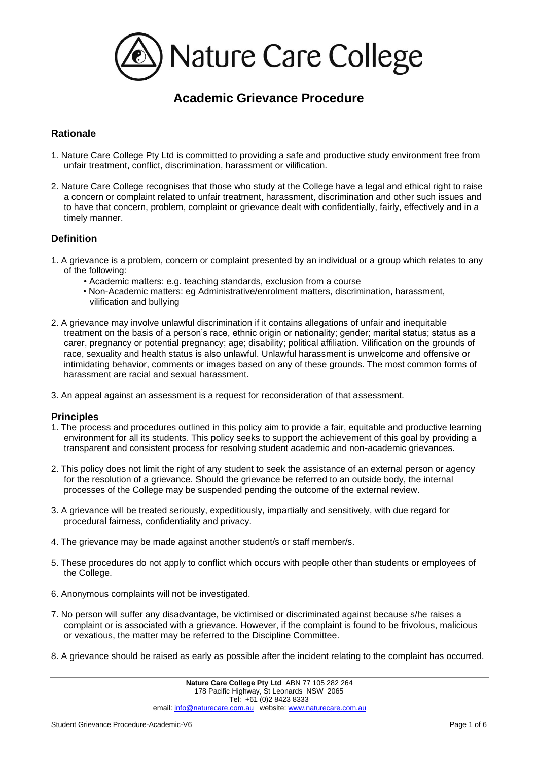Nature Care College

# Academic Grievance Procedure

## Rationale

1. Nature Care College Pty Ltd is committed to providing a safe and productive study environment free from unfair treatment, conflict, discrimination, harassment or vilification.

2. Nature Care College recognises that those who study at the College have a legal and ethical right to raise a concern or complaint related to unfair treatment, harassment, discrimination and other such issues and to have that concern, problem, complaint or grievance dealt with confidentially, fairly, effectively and in a timely manner.

## Definition

1. A grievance is a problem, concern or complaint presented by an individual or a group which relates to any of the following:
   - Academic matters: e.g. teaching standards, exclusion from a course
   - Non-Academic matters: eg Administrative/enrolment matters, discrimination, harassment, vilification and bullying

2. A grievance may involve unlawful discrimination if it contains allegations of unfair and inequitable treatment on the basis of a person's race, ethnic origin or nationality; gender; marital status; status as a carer, pregnancy or potential pregnancy; age; disability; political affiliation. Vilification on the grounds of race, sexuality and health status is also unlawful. Unlawful harassment is unwelcome and offensive or intimidating behavior, comments or images based on any of these grounds. The most common forms of harassment are racial and sexual harassment.

3. An appeal against an assessment is a request for reconsideration of that assessment.

## Principles

1. The process and procedures outlined in this policy aim to provide a fair, equitable and productive learning environment for all its students. This policy seeks to support the achievement of this goal by providing a transparent and consistent process for resolving student academic and non-academic grievances.

2. This policy does not limit the right of any student to seek the assistance of an external person or agency for the resolution of a grievance. Should the grievance be referred to an outside body, the internal processes of the College may be suspended pending the outcome of the external review.

3. A grievance will be treated seriously, expeditiously, impartially and sensitively, with due regard for procedural fairness, confidentiality and privacy.

4. The grievance may be made against another student/s or staff member/s.

5. These procedures do not apply to conflict which occurs with people other than students or employees of the College.

6. Anonymous complaints will not be investigated.

7. No person will suffer any disadvantage, be victimised or discriminated against because s/he raises a complaint or is associated with a grievance. However, if the complaint is found to be frivolous, malicious or vexatious, the matter may be referred to the Discipline Committee.

8. A grievance should be raised as early as possible after the incident relating to the complaint has occurred.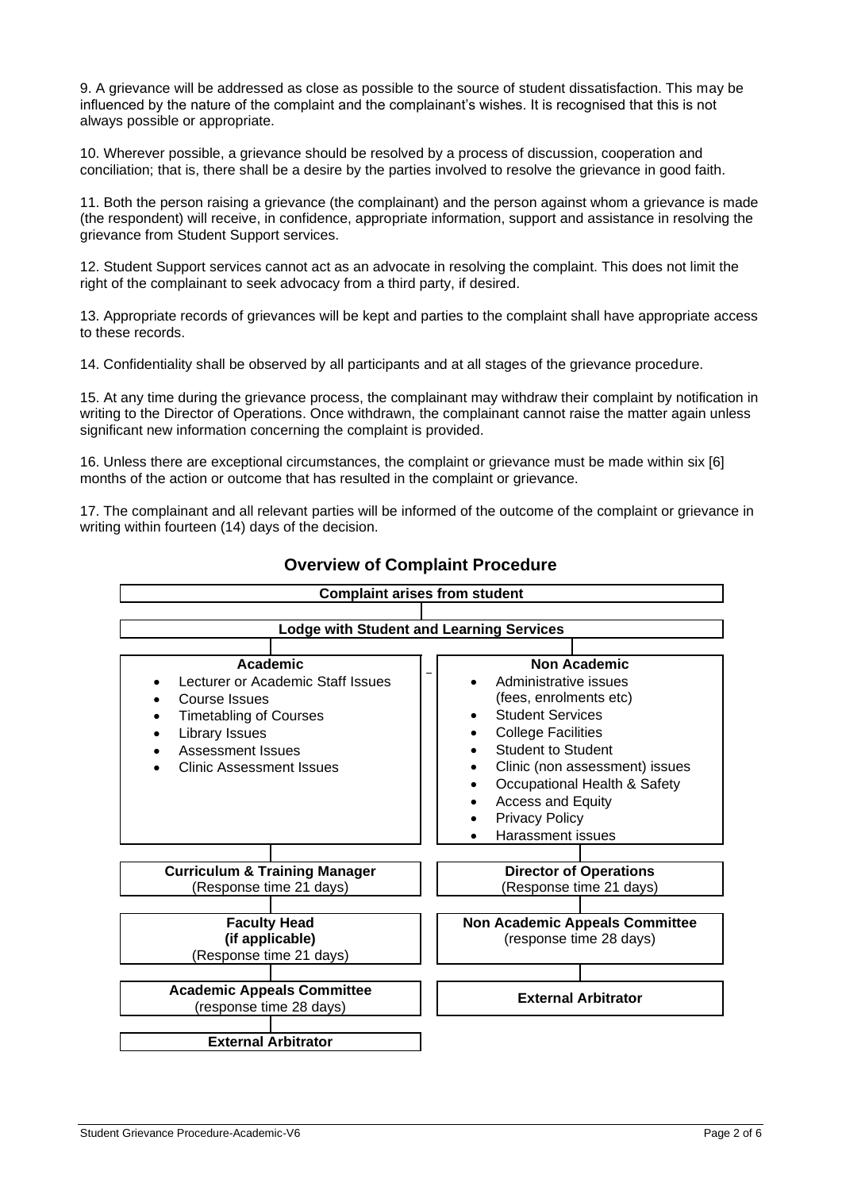9. A grievance will be addressed as close as possible to the source of student dissatisfaction. This may be influenced by the nature of the complaint and the complainant's wishes. It is recognised that this is not always possible or appropriate.

10. Wherever possible, a grievance should be resolved by a process of discussion, cooperation and conciliation; that is, there shall be a desire by the parties involved to resolve the grievance in good faith.

11. Both the person raising a grievance (the complainant) and the person against whom a grievance is made (the respondent) will receive, in confidence, appropriate information, support and assistance in resolving the grievance from Student Support services.

12. Student Support services cannot act as an advocate in resolving the complaint. This does not limit the right of the complainant to seek advocacy from a third party, if desired.

13. Appropriate records of grievances will be kept and parties to the complaint shall have appropriate access to these records.

14. Confidentiality shall be observed by all participants and at all stages of the grievance procedure.

15. At any time during the grievance process, the complainant may withdraw their complaint by notification in writing to the Director of Operations. Once withdrawn, the complainant cannot raise the matter again unless significant new information concerning the complaint is provided.

16. Unless there are exceptional circumstances, the complaint or grievance must be made within six [6] months of the action or outcome that has resulted in the complaint or grievance.

17. The complainant and all relevant parties will be informed of the outcome of the complaint or grievance in writing within fourteen (14) days of the decision.

## Overview of Complaint Procedure

**Complaint arises from student**

↓

**Lodge with Student and Learning Services**

↓

| **Academic** | **Non Academic** |
| --- | --- |
| • Lecturer or Academic Staff Issues<br>• Course Issues<br>• Timetabling of Courses<br>• Library Issues<br>• Assessment Issues<br>• Clinic Assessment Issues | • Administrative issues (fees, enrolments etc)<br>• Student Services<br>• College Facilities<br>• Student to Student<br>• Clinic (non assessment) issues<br>• Occupational Health & Safety<br>• Access and Equity<br>• Privacy Policy<br>• Harassment issues |
| **Curriculum & Training Manager**<br>(Response time 21 days) | **Director of Operations**<br>(Response time 21 days) |
| **Faculty Head (if applicable)**<br>(Response time 21 days) | **Non Academic Appeals Committee**<br>(response time 28 days) |
| **Academic Appeals Committee**<br>(response time 28 days) | **External Arbitrator** |
| **External Arbitrator** | |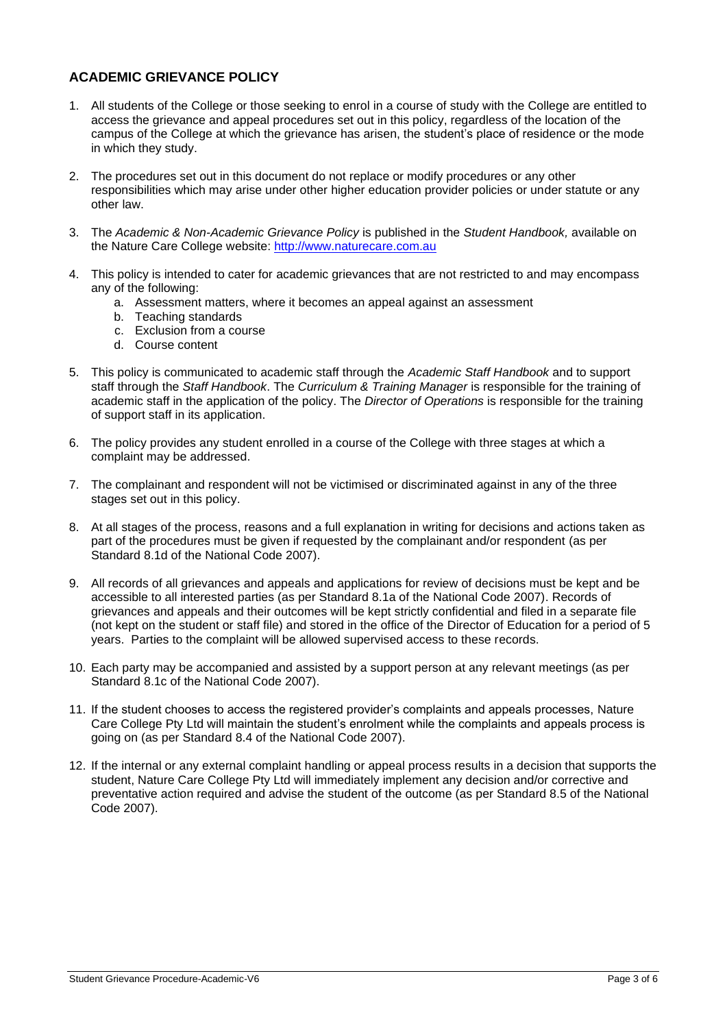## ACADEMIC GRIEVANCE POLICY

1. All students of the College or those seeking to enrol in a course of study with the College are entitled to access the grievance and appeal procedures set out in this policy, regardless of the location of the campus of the College at which the grievance has arisen, the student's place of residence or the mode in which they study.

2. The procedures set out in this document do not replace or modify procedures or any other responsibilities which may arise under other higher education provider policies or under statute or any other law.

3. The *Academic & Non-Academic Grievance Policy* is published in the *Student Handbook,* available on the Nature Care College website: [http://www.naturecare.com.au](http://www.naturecare.com.au)

4. This policy is intended to cater for academic grievances that are not restricted to and may encompass any of the following:
   a. Assessment matters, where it becomes an appeal against an assessment
   b. Teaching standards
   c. Exclusion from a course
   d. Course content

5. This policy is communicated to academic staff through the *Academic Staff Handbook* and to support staff through the *Staff Handbook*. The *Curriculum & Training Manager* is responsible for the training of academic staff in the application of the policy. The *Director of Operations* is responsible for the training of support staff in its application.

6. The policy provides any student enrolled in a course of the College with three stages at which a complaint may be addressed.

7. The complainant and respondent will not be victimised or discriminated against in any of the three stages set out in this policy.

8. At all stages of the process, reasons and a full explanation in writing for decisions and actions taken as part of the procedures must be given if requested by the complainant and/or respondent (as per Standard 8.1d of the National Code 2007).

9. All records of all grievances and appeals and applications for review of decisions must be kept and be accessible to all interested parties (as per Standard 8.1a of the National Code 2007). Records of grievances and appeals and their outcomes will be kept strictly confidential and filed in a separate file (not kept on the student or staff file) and stored in the office of the Director of Education for a period of 5 years. Parties to the complaint will be allowed supervised access to these records.

10. Each party may be accompanied and assisted by a support person at any relevant meetings (as per Standard 8.1c of the National Code 2007).

11. If the student chooses to access the registered provider's complaints and appeals processes, Nature Care College Pty Ltd will maintain the student's enrolment while the complaints and appeals process is going on (as per Standard 8.4 of the National Code 2007).

12. If the internal or any external complaint handling or appeal process results in a decision that supports the student, Nature Care College Pty Ltd will immediately implement any decision and/or corrective and preventative action required and advise the student of the outcome (as per Standard 8.5 of the National Code 2007).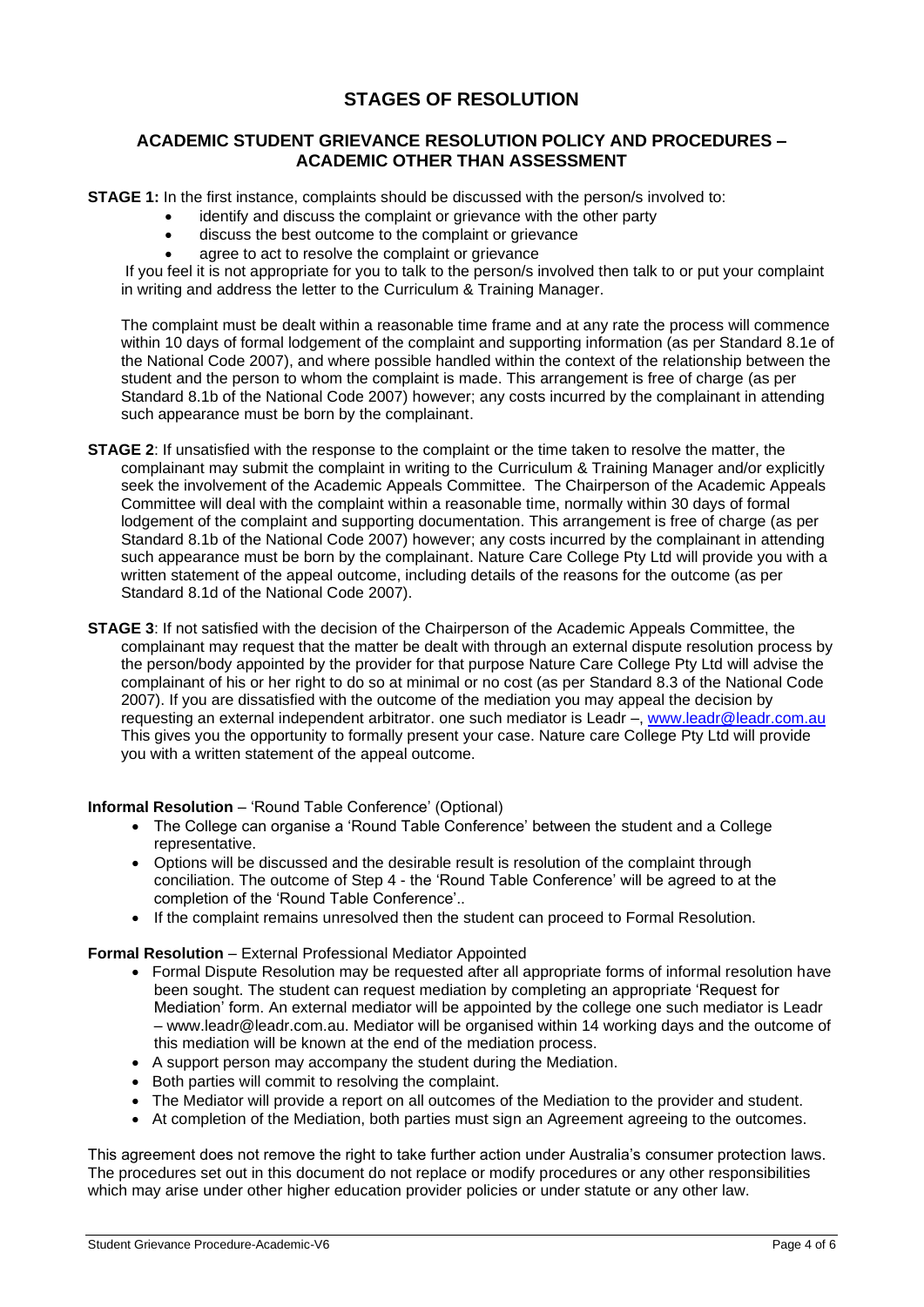# STAGES OF RESOLUTION

## ACADEMIC STUDENT GRIEVANCE RESOLUTION POLICY AND PROCEDURES – ACADEMIC OTHER THAN ASSESSMENT

**STAGE 1:** In the first instance, complaints should be discussed with the person/s involved to:

- identify and discuss the complaint or grievance with the other party
- discuss the best outcome to the complaint or grievance
- agree to act to resolve the complaint or grievance

If you feel it is not appropriate for you to talk to the person/s involved then talk to or put your complaint in writing and address the letter to the Curriculum & Training Manager.

The complaint must be dealt within a reasonable time frame and at any rate the process will commence within 10 days of formal lodgement of the complaint and supporting information (as per Standard 8.1e of the National Code 2007), and where possible handled within the context of the relationship between the student and the person to whom the complaint is made. This arrangement is free of charge (as per Standard 8.1b of the National Code 2007) however; any costs incurred by the complainant in attending such appearance must be born by the complainant.

**STAGE 2**: If unsatisfied with the response to the complaint or the time taken to resolve the matter, the complainant may submit the complaint in writing to the Curriculum & Training Manager and/or explicitly seek the involvement of the Academic Appeals Committee. The Chairperson of the Academic Appeals Committee will deal with the complaint within a reasonable time, normally within 30 days of formal lodgement of the complaint and supporting documentation. This arrangement is free of charge (as per Standard 8.1b of the National Code 2007) however; any costs incurred by the complainant in attending such appearance must be born by the complainant. Nature Care College Pty Ltd will provide you with a written statement of the appeal outcome, including details of the reasons for the outcome (as per Standard 8.1d of the National Code 2007).

**STAGE 3**: If not satisfied with the decision of the Chairperson of the Academic Appeals Committee, the complainant may request that the matter be dealt with through an external dispute resolution process by the person/body appointed by the provider for that purpose Nature Care College Pty Ltd will advise the complainant of his or her right to do so at minimal or no cost (as per Standard 8.3 of the National Code 2007). If you are dissatisfied with the outcome of the mediation you may appeal the decision by requesting an external independent arbitrator. one such mediator is Leadr –, www.leadr@leadr.com.au This gives you the opportunity to formally present your case. Nature care College Pty Ltd will provide you with a written statement of the appeal outcome.

**Informal Resolution** – 'Round Table Conference' (Optional)

- The College can organise a 'Round Table Conference' between the student and a College representative.
- Options will be discussed and the desirable result is resolution of the complaint through conciliation. The outcome of Step 4 - the 'Round Table Conference' will be agreed to at the completion of the 'Round Table Conference'..
- If the complaint remains unresolved then the student can proceed to Formal Resolution.

**Formal Resolution** – External Professional Mediator Appointed

- Formal Dispute Resolution may be requested after all appropriate forms of informal resolution have been sought. The student can request mediation by completing an appropriate 'Request for Mediation' form. An external mediator will be appointed by the college one such mediator is Leadr – www.leadr@leadr.com.au. Mediator will be organised within 14 working days and the outcome of this mediation will be known at the end of the mediation process.
- A support person may accompany the student during the Mediation.
- Both parties will commit to resolving the complaint.
- The Mediator will provide a report on all outcomes of the Mediation to the provider and student.
- At completion of the Mediation, both parties must sign an Agreement agreeing to the outcomes.

This agreement does not remove the right to take further action under Australia's consumer protection laws. The procedures set out in this document do not replace or modify procedures or any other responsibilities which may arise under other higher education provider policies or under statute or any other law.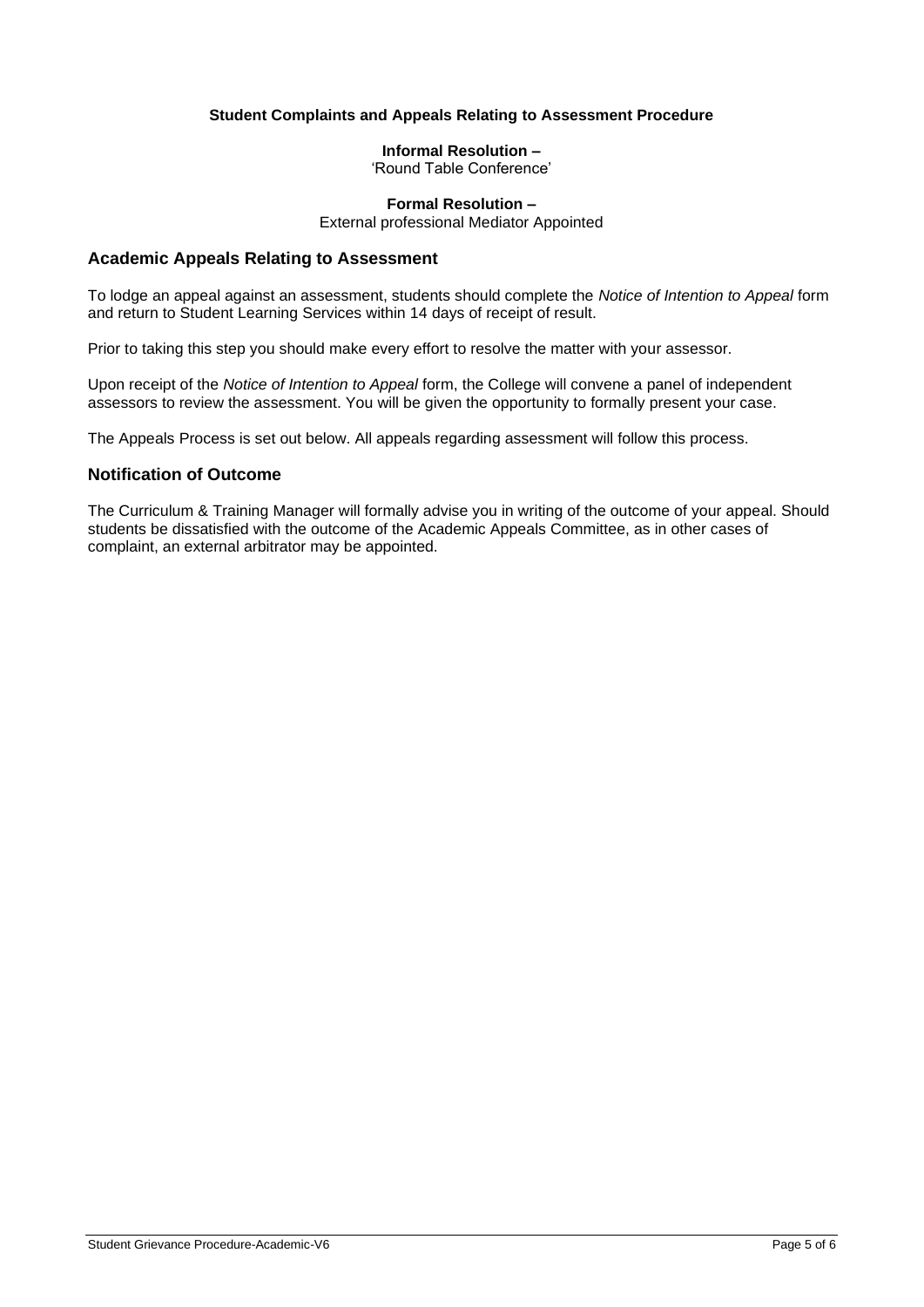**Student Complaints and Appeals Relating to Assessment Procedure**

**Informal Resolution –**
'Round Table Conference'

**Formal Resolution –**
External professional Mediator Appointed

## Academic Appeals Relating to Assessment

To lodge an appeal against an assessment, students should complete the *Notice of Intention to Appeal* form and return to Student Learning Services within 14 days of receipt of result.

Prior to taking this step you should make every effort to resolve the matter with your assessor.

Upon receipt of the *Notice of Intention to Appeal* form, the College will convene a panel of independent assessors to review the assessment. You will be given the opportunity to formally present your case.

The Appeals Process is set out below. All appeals regarding assessment will follow this process.

## Notification of Outcome

The Curriculum & Training Manager will formally advise you in writing of the outcome of your appeal. Should students be dissatisfied with the outcome of the Academic Appeals Committee, as in other cases of complaint, an external arbitrator may be appointed.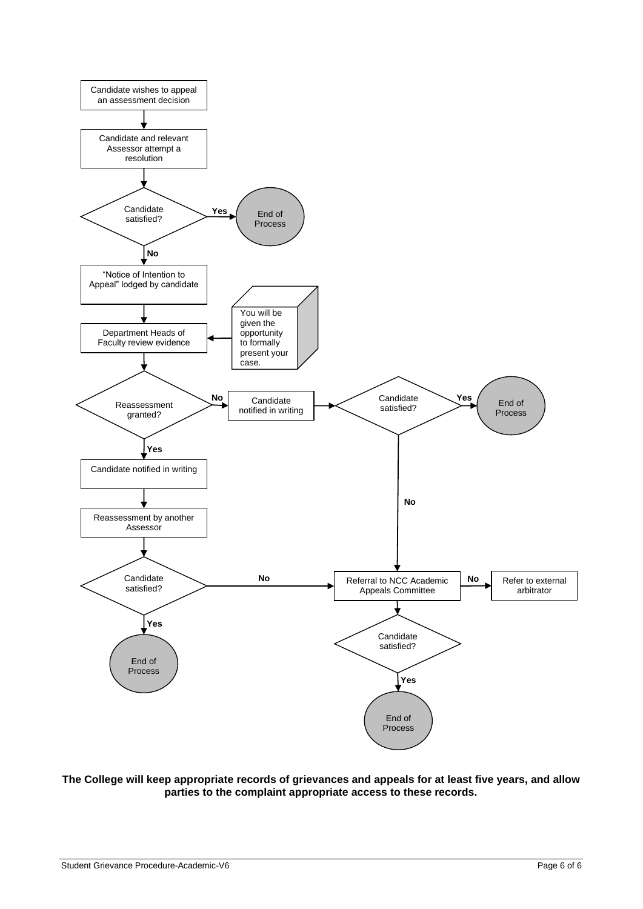Candidate wishes to appeal an assessment decision

Candidate and relevant Assessor attempt a resolution

Candidate satisfied?

Yes

End of Process

No

"Notice of Intention to Appeal" lodged by candidate

You will be given the opportunity to formally present your case.

Department Heads of Faculty review evidence

Reassessment granted?

No

Candidate notified in writing

Candidate satisfied?

Yes

End of Process

Yes

Candidate notified in writing

No

Reassessment by another Assessor

Candidate satisfied?

No

Referral to NCC Academic Appeals Committee

No

Refer to external arbitrator

Yes

End of Process

Candidate satisfied?

Yes

End of Process

**The College will keep appropriate records of grievances and appeals for at least five years, and allow parties to the complaint appropriate access to these records.**